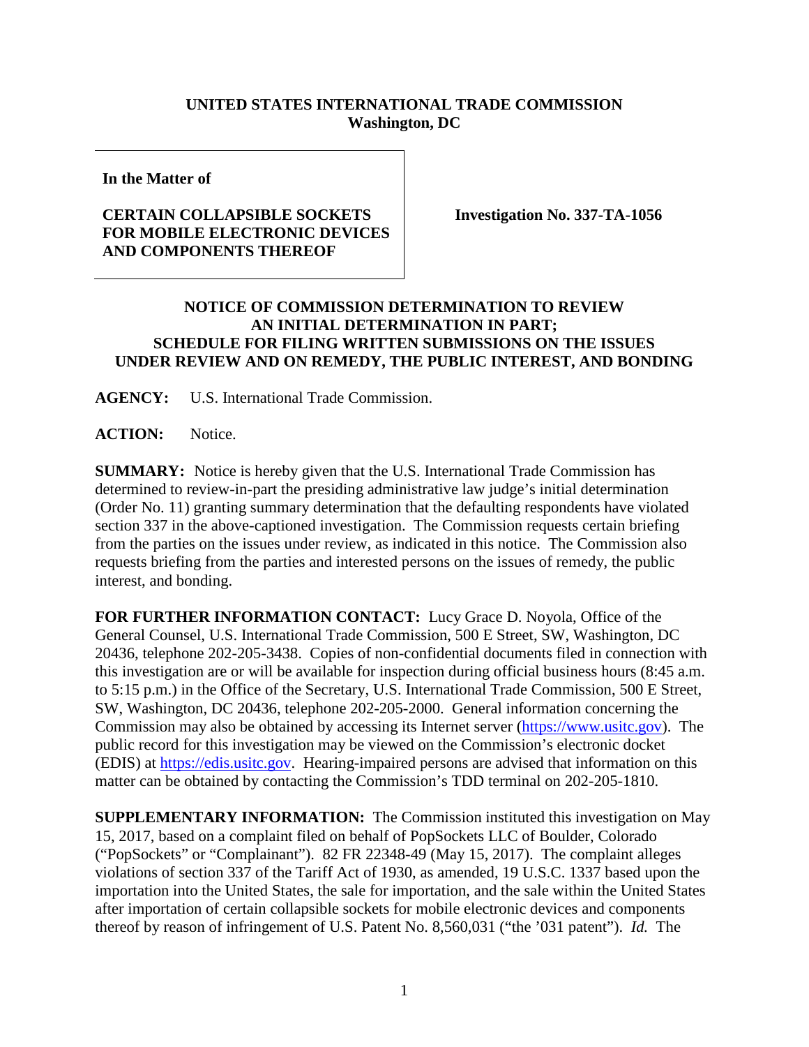**UNITED STATES INTERNATIONAL TRADE COMMISSION**
**Washington, DC**

| **In the Matter of**<br><br>**CERTAIN COLLAPSIBLE SOCKETS FOR MOBILE ELECTRONIC DEVICES AND COMPONENTS THEREOF** | **Investigation No. 337-TA-1056** |
|---|---|

**NOTICE OF COMMISSION DETERMINATION TO REVIEW AN INITIAL DETERMINATION IN PART; SCHEDULE FOR FILING WRITTEN SUBMISSIONS ON THE ISSUES UNDER REVIEW AND ON REMEDY, THE PUBLIC INTEREST, AND BONDING**

**AGENCY:** U.S. International Trade Commission.

**ACTION:** Notice.

**SUMMARY:** Notice is hereby given that the U.S. International Trade Commission has determined to review-in-part the presiding administrative law judge's initial determination (Order No. 11) granting summary determination that the defaulting respondents have violated section 337 in the above-captioned investigation. The Commission requests certain briefing from the parties on the issues under review, as indicated in this notice. The Commission also requests briefing from the parties and interested persons on the issues of remedy, the public interest, and bonding.

**FOR FURTHER INFORMATION CONTACT:** Lucy Grace D. Noyola, Office of the General Counsel, U.S. International Trade Commission, 500 E Street, SW, Washington, DC 20436, telephone 202-205-3438. Copies of non-confidential documents filed in connection with this investigation are or will be available for inspection during official business hours (8:45 a.m. to 5:15 p.m.) in the Office of the Secretary, U.S. International Trade Commission, 500 E Street, SW, Washington, DC 20436, telephone 202-205-2000. General information concerning the Commission may also be obtained by accessing its Internet server (https://www.usitc.gov). The public record for this investigation may be viewed on the Commission's electronic docket (EDIS) at https://edis.usitc.gov. Hearing-impaired persons are advised that information on this matter can be obtained by contacting the Commission's TDD terminal on 202-205-1810.

**SUPPLEMENTARY INFORMATION:** The Commission instituted this investigation on May 15, 2017, based on a complaint filed on behalf of PopSockets LLC of Boulder, Colorado ("PopSockets" or "Complainant"). 82 FR 22348-49 (May 15, 2017). The complaint alleges violations of section 337 of the Tariff Act of 1930, as amended, 19 U.S.C. 1337 based upon the importation into the United States, the sale for importation, and the sale within the United States after importation of certain collapsible sockets for mobile electronic devices and components thereof by reason of infringement of U.S. Patent No. 8,560,031 ("the '031 patent"). *Id.* The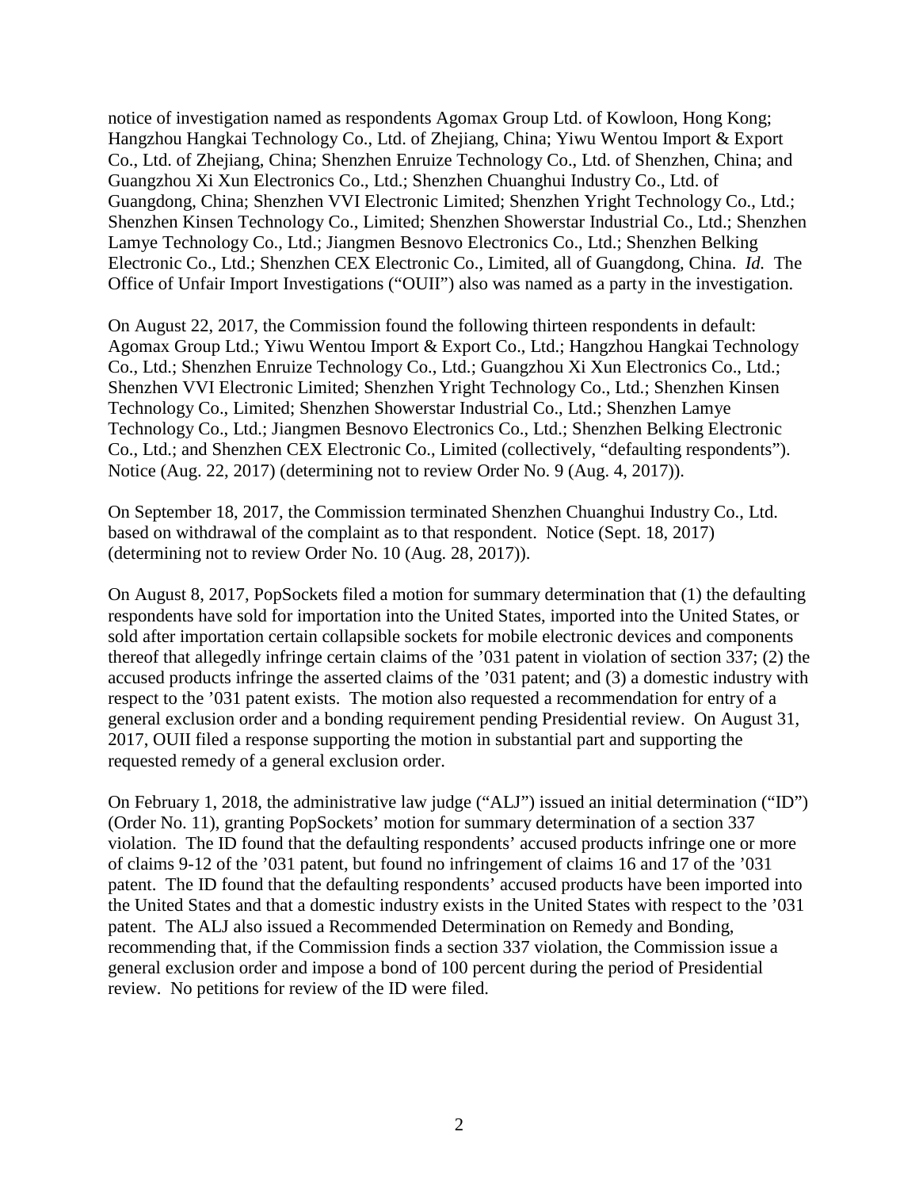notice of investigation named as respondents Agomax Group Ltd. of Kowloon, Hong Kong; Hangzhou Hangkai Technology Co., Ltd. of Zhejiang, China; Yiwu Wentou Import & Export Co., Ltd. of Zhejiang, China; Shenzhen Enruize Technology Co., Ltd. of Shenzhen, China; and Guangzhou Xi Xun Electronics Co., Ltd.; Shenzhen Chuanghui Industry Co., Ltd. of Guangdong, China; Shenzhen VVI Electronic Limited; Shenzhen Yright Technology Co., Ltd.; Shenzhen Kinsen Technology Co., Limited; Shenzhen Showerstar Industrial Co., Ltd.; Shenzhen Lamye Technology Co., Ltd.; Jiangmen Besnovo Electronics Co., Ltd.; Shenzhen Belking Electronic Co., Ltd.; Shenzhen CEX Electronic Co., Limited, all of Guangdong, China. *Id.* The Office of Unfair Import Investigations ("OUII") also was named as a party in the investigation.

On August 22, 2017, the Commission found the following thirteen respondents in default: Agomax Group Ltd.; Yiwu Wentou Import & Export Co., Ltd.; Hangzhou Hangkai Technology Co., Ltd.; Shenzhen Enruize Technology Co., Ltd.; Guangzhou Xi Xun Electronics Co., Ltd.; Shenzhen VVI Electronic Limited; Shenzhen Yright Technology Co., Ltd.; Shenzhen Kinsen Technology Co., Limited; Shenzhen Showerstar Industrial Co., Ltd.; Shenzhen Lamye Technology Co., Ltd.; Jiangmen Besnovo Electronics Co., Ltd.; Shenzhen Belking Electronic Co., Ltd.; and Shenzhen CEX Electronic Co., Limited (collectively, "defaulting respondents"). Notice (Aug. 22, 2017) (determining not to review Order No. 9 (Aug. 4, 2017)).

On September 18, 2017, the Commission terminated Shenzhen Chuanghui Industry Co., Ltd. based on withdrawal of the complaint as to that respondent. Notice (Sept. 18, 2017) (determining not to review Order No. 10 (Aug. 28, 2017)).

On August 8, 2017, PopSockets filed a motion for summary determination that (1) the defaulting respondents have sold for importation into the United States, imported into the United States, or sold after importation certain collapsible sockets for mobile electronic devices and components thereof that allegedly infringe certain claims of the '031 patent in violation of section 337; (2) the accused products infringe the asserted claims of the '031 patent; and (3) a domestic industry with respect to the '031 patent exists. The motion also requested a recommendation for entry of a general exclusion order and a bonding requirement pending Presidential review. On August 31, 2017, OUII filed a response supporting the motion in substantial part and supporting the requested remedy of a general exclusion order.

On February 1, 2018, the administrative law judge ("ALJ") issued an initial determination ("ID") (Order No. 11), granting PopSockets' motion for summary determination of a section 337 violation. The ID found that the defaulting respondents' accused products infringe one or more of claims 9-12 of the '031 patent, but found no infringement of claims 16 and 17 of the '031 patent. The ID found that the defaulting respondents' accused products have been imported into the United States and that a domestic industry exists in the United States with respect to the '031 patent. The ALJ also issued a Recommended Determination on Remedy and Bonding, recommending that, if the Commission finds a section 337 violation, the Commission issue a general exclusion order and impose a bond of 100 percent during the period of Presidential review. No petitions for review of the ID were filed.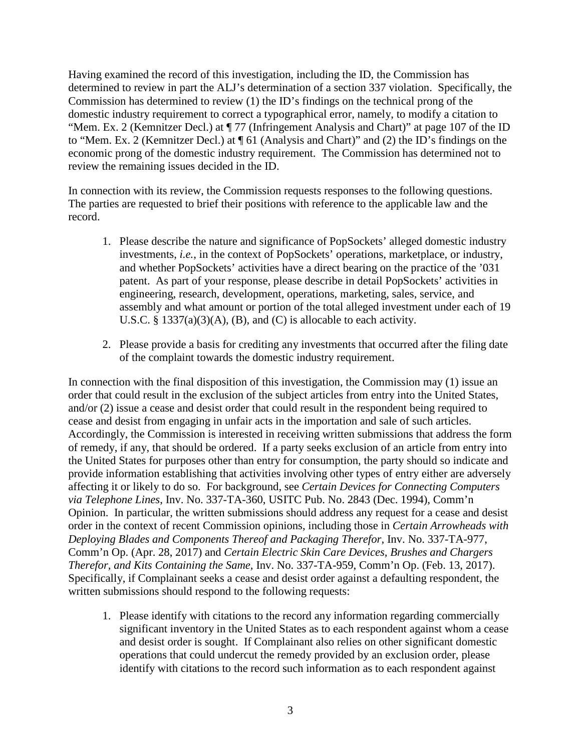Having examined the record of this investigation, including the ID, the Commission has determined to review in part the ALJ's determination of a section 337 violation. Specifically, the Commission has determined to review (1) the ID's findings on the technical prong of the domestic industry requirement to correct a typographical error, namely, to modify a citation to "Mem. Ex. 2 (Kemnitzer Decl.) at ¶ 77 (Infringement Analysis and Chart)" at page 107 of the ID to "Mem. Ex. 2 (Kemnitzer Decl.) at ¶ 61 (Analysis and Chart)" and (2) the ID's findings on the economic prong of the domestic industry requirement. The Commission has determined not to review the remaining issues decided in the ID.

In connection with its review, the Commission requests responses to the following questions. The parties are requested to brief their positions with reference to the applicable law and the record.

1. Please describe the nature and significance of PopSockets' alleged domestic industry investments, *i.e.*, in the context of PopSockets' operations, marketplace, or industry, and whether PopSockets' activities have a direct bearing on the practice of the '031 patent. As part of your response, please describe in detail PopSockets' activities in engineering, research, development, operations, marketing, sales, service, and assembly and what amount or portion of the total alleged investment under each of 19 U.S.C. § 1337(a)(3)(A), (B), and (C) is allocable to each activity.

2. Please provide a basis for crediting any investments that occurred after the filing date of the complaint towards the domestic industry requirement.

In connection with the final disposition of this investigation, the Commission may (1) issue an order that could result in the exclusion of the subject articles from entry into the United States, and/or (2) issue a cease and desist order that could result in the respondent being required to cease and desist from engaging in unfair acts in the importation and sale of such articles. Accordingly, the Commission is interested in receiving written submissions that address the form of remedy, if any, that should be ordered. If a party seeks exclusion of an article from entry into the United States for purposes other than entry for consumption, the party should so indicate and provide information establishing that activities involving other types of entry either are adversely affecting it or likely to do so. For background, see *Certain Devices for Connecting Computers via Telephone Lines*, Inv. No. 337-TA-360, USITC Pub. No. 2843 (Dec. 1994), Comm'n Opinion. In particular, the written submissions should address any request for a cease and desist order in the context of recent Commission opinions, including those in *Certain Arrowheads with Deploying Blades and Components Thereof and Packaging Therefor*, Inv. No. 337-TA-977, Comm'n Op. (Apr. 28, 2017) and *Certain Electric Skin Care Devices, Brushes and Chargers Therefor, and Kits Containing the Same*, Inv. No. 337-TA-959, Comm'n Op. (Feb. 13, 2017). Specifically, if Complainant seeks a cease and desist order against a defaulting respondent, the written submissions should respond to the following requests:

1. Please identify with citations to the record any information regarding commercially significant inventory in the United States as to each respondent against whom a cease and desist order is sought. If Complainant also relies on other significant domestic operations that could undercut the remedy provided by an exclusion order, please identify with citations to the record such information as to each respondent against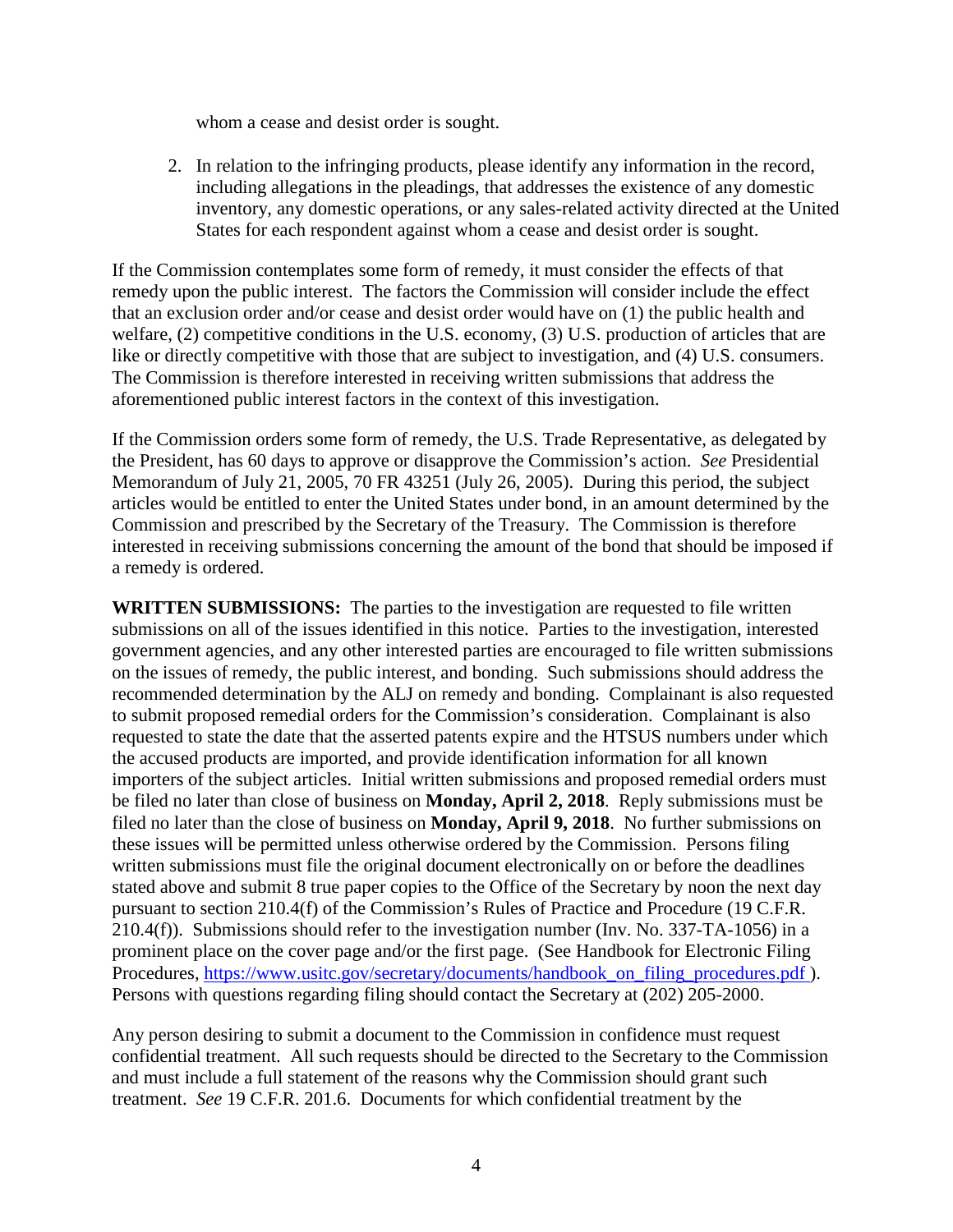whom a cease and desist order is sought.

2. In relation to the infringing products, please identify any information in the record, including allegations in the pleadings, that addresses the existence of any domestic inventory, any domestic operations, or any sales-related activity directed at the United States for each respondent against whom a cease and desist order is sought.

If the Commission contemplates some form of remedy, it must consider the effects of that remedy upon the public interest. The factors the Commission will consider include the effect that an exclusion order and/or cease and desist order would have on (1) the public health and welfare, (2) competitive conditions in the U.S. economy, (3) U.S. production of articles that are like or directly competitive with those that are subject to investigation, and (4) U.S. consumers. The Commission is therefore interested in receiving written submissions that address the aforementioned public interest factors in the context of this investigation.

If the Commission orders some form of remedy, the U.S. Trade Representative, as delegated by the President, has 60 days to approve or disapprove the Commission's action. *See* Presidential Memorandum of July 21, 2005, 70 FR 43251 (July 26, 2005). During this period, the subject articles would be entitled to enter the United States under bond, in an amount determined by the Commission and prescribed by the Secretary of the Treasury. The Commission is therefore interested in receiving submissions concerning the amount of the bond that should be imposed if a remedy is ordered.

**WRITTEN SUBMISSIONS:** The parties to the investigation are requested to file written submissions on all of the issues identified in this notice. Parties to the investigation, interested government agencies, and any other interested parties are encouraged to file written submissions on the issues of remedy, the public interest, and bonding. Such submissions should address the recommended determination by the ALJ on remedy and bonding. Complainant is also requested to submit proposed remedial orders for the Commission's consideration. Complainant is also requested to state the date that the asserted patents expire and the HTSUS numbers under which the accused products are imported, and provide identification information for all known importers of the subject articles. Initial written submissions and proposed remedial orders must be filed no later than close of business on **Monday, April 2, 2018**. Reply submissions must be filed no later than the close of business on **Monday, April 9, 2018**. No further submissions on these issues will be permitted unless otherwise ordered by the Commission. Persons filing written submissions must file the original document electronically on or before the deadlines stated above and submit 8 true paper copies to the Office of the Secretary by noon the next day pursuant to section 210.4(f) of the Commission's Rules of Practice and Procedure (19 C.F.R. 210.4(f)). Submissions should refer to the investigation number (Inv. No. 337-TA-1056) in a prominent place on the cover page and/or the first page. (See Handbook for Electronic Filing Procedures, https://www.usitc.gov/secretary/documents/handbook_on_filing_procedures.pdf ). Persons with questions regarding filing should contact the Secretary at (202) 205-2000.

Any person desiring to submit a document to the Commission in confidence must request confidential treatment. All such requests should be directed to the Secretary to the Commission and must include a full statement of the reasons why the Commission should grant such treatment. *See* 19 C.F.R. 201.6. Documents for which confidential treatment by the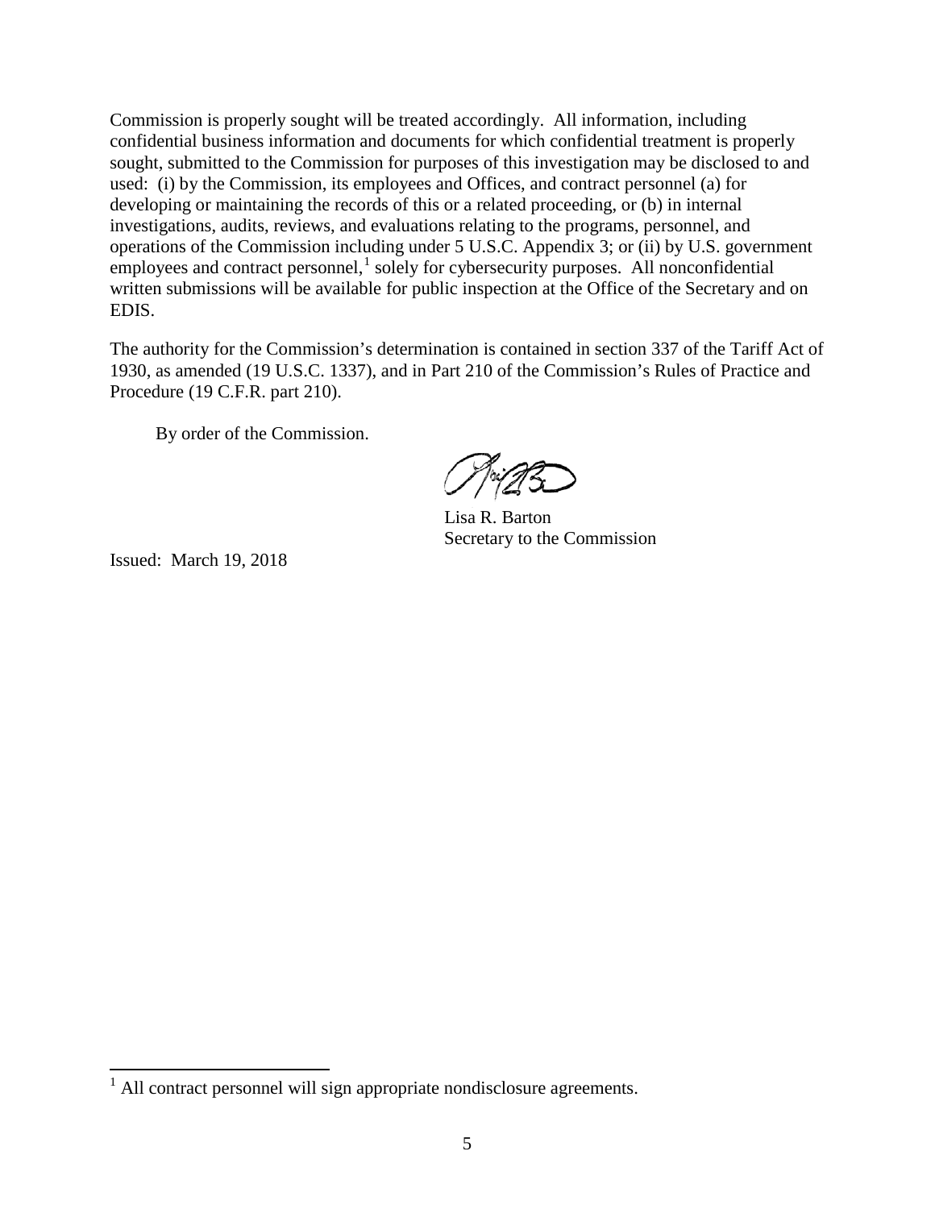Commission is properly sought will be treated accordingly. All information, including confidential business information and documents for which confidential treatment is properly sought, submitted to the Commission for purposes of this investigation may be disclosed to and used: (i) by the Commission, its employees and Offices, and contract personnel (a) for developing or maintaining the records of this or a related proceeding, or (b) in internal investigations, audits, reviews, and evaluations relating to the programs, personnel, and operations of the Commission including under 5 U.S.C. Appendix 3; or (ii) by U.S. government employees and contract personnel,[1] solely for cybersecurity purposes. All nonconfidential written submissions will be available for public inspection at the Office of the Secretary and on EDIS.

The authority for the Commission's determination is contained in section 337 of the Tariff Act of 1930, as amended (19 U.S.C. 1337), and in Part 210 of the Commission's Rules of Practice and Procedure (19 C.F.R. part 210).

By order of the Commission.

Lisa R. Barton
Secretary to the Commission

Issued: March 19, 2018

[1] All contract personnel will sign appropriate nondisclosure agreements.